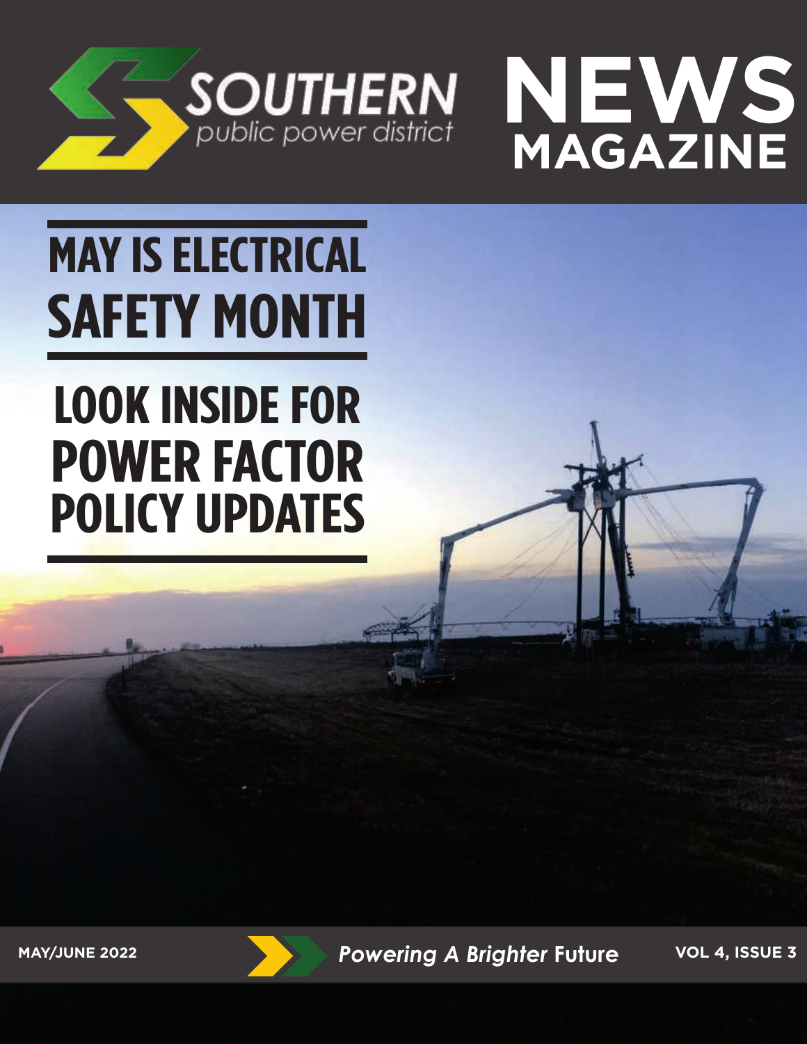SOUTHERN public power district

# NEWS MAGAZINE

## MAY IS ELECTRICAL SAFETY MONTH

## LOOK INSIDE FOR POWER FACTOR POLICY UPDATES

MAY/JUNE 2022

*Powering A Brighter* **Future**

VOL 4, ISSUE 3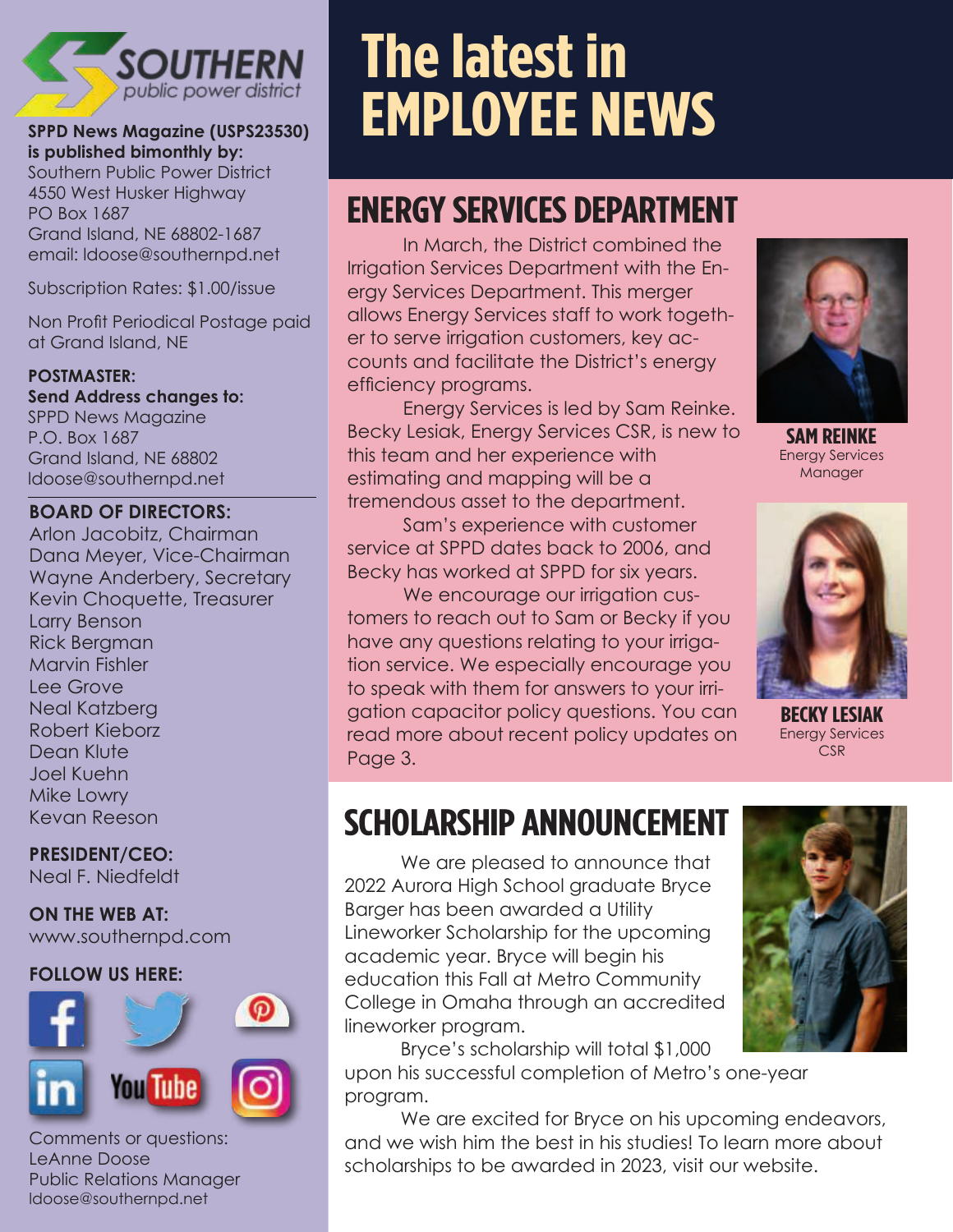# The latest in EMPLOYEE NEWS

## ENERGY SERVICES DEPARTMENT

In March, the District combined the Irrigation Services Department with the Energy Services Department. This merger allows Energy Services staff to work together to serve irrigation customers, key accounts and facilitate the District's energy efficiency programs.

Energy Services is led by Sam Reinke. Becky Lesiak, Energy Services CSR, is new to this team and her experience with estimating and mapping will be a tremendous asset to the department.

Sam's experience with customer service at SPPD dates back to 2006, and Becky has worked at SPPD for six years.

We encourage our irrigation customers to reach out to Sam or Becky if you have any questions relating to your irrigation service. We especially encourage you to speak with them for answers to your irrigation capacitor policy questions. You can read more about recent policy updates on Page 3.

**SAM REINKE**
Energy Services Manager

**BECKY LESIAK**
Energy Services CSR

## SCHOLARSHIP ANNOUNCEMENT

We are pleased to announce that 2022 Aurora High School graduate Bryce Barger has been awarded a Utility Lineworker Scholarship for the upcoming academic year. Bryce will begin his education this Fall at Metro Community College in Omaha through an accredited lineworker program.

Bryce's scholarship will total $1,000 upon his successful completion of Metro's one-year program.

We are excited for Bryce on his upcoming endeavors, and we wish him the best in his studies! To learn more about scholarships to be awarded in 2023, visit our website.

---

SOUTHERN public power district

**SPPD News Magazine (USPS23530) is published bimonthly by:**
Southern Public Power District
4550 West Husker Highway
PO Box 1687
Grand Island, NE 68802-1687
email: ldoose@southernpd.net

Subscription Rates: $1.00/issue

Non Profit Periodical Postage paid at Grand Island, NE

**POSTMASTER:**
**Send Address changes to:**
SPPD News Magazine
P.O. Box 1687
Grand Island, NE 68802
ldoose@southernpd.net

**BOARD OF DIRECTORS:**
Arlon Jacobitz, Chairman
Dana Meyer, Vice-Chairman
Wayne Anderbery, Secretary
Kevin Choquette, Treasurer
Larry Benson
Rick Bergman
Marvin Fishler
Lee Grove
Neal Katzberg
Robert Kieborz
Dean Klute
Joel Kuehn
Mike Lowry
Kevan Reeson

**PRESIDENT/CEO:**
Neal F. Niedfeldt

**ON THE WEB AT:**
www.southernpd.com

**FOLLOW US HERE:**

Comments or questions:
LeAnne Doose
Public Relations Manager
ldoose@southernpd.net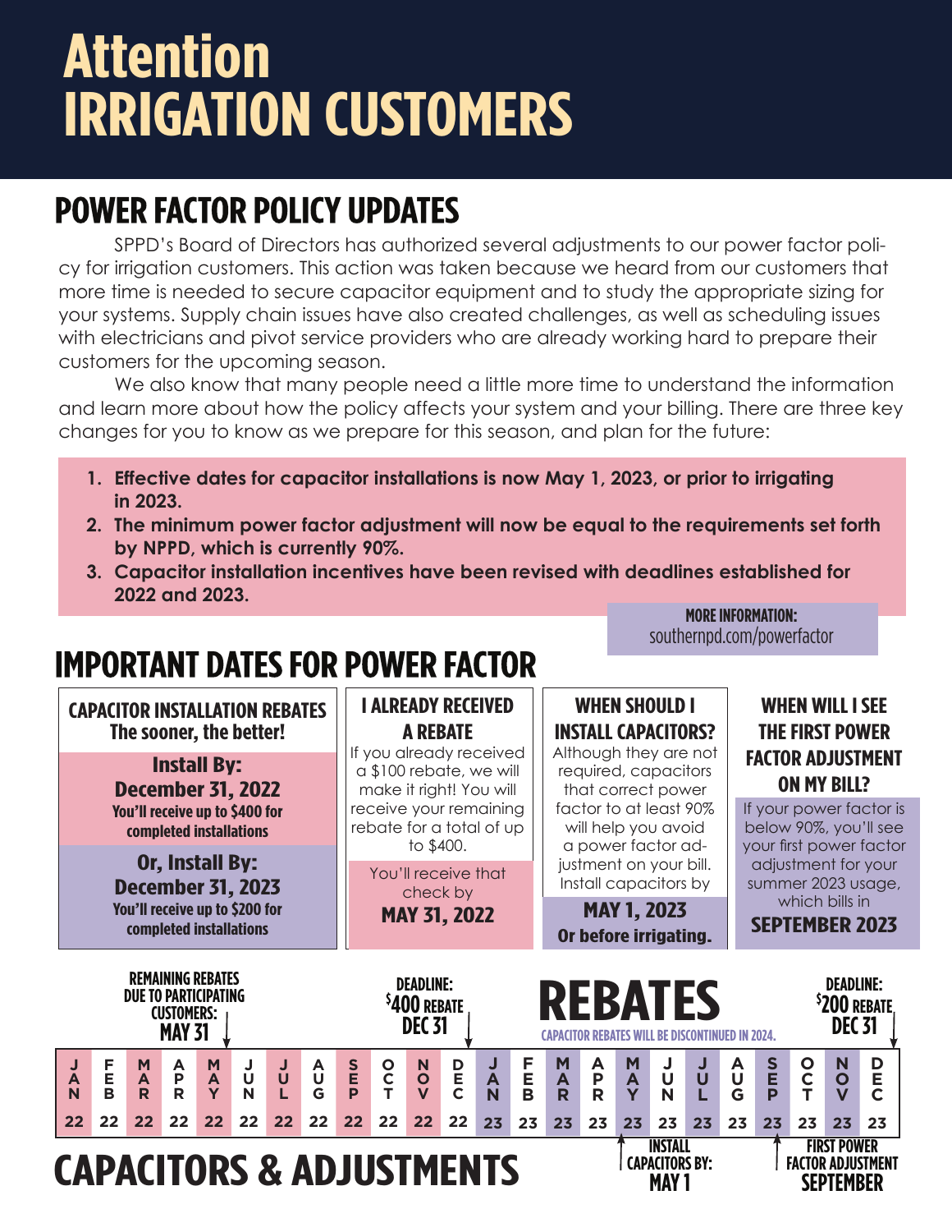# Attention
# IRRIGATION CUSTOMERS

## POWER FACTOR POLICY UPDATES

SPPD's Board of Directors has authorized several adjustments to our power factor policy for irrigation customers. This action was taken because we heard from our customers that more time is needed to secure capacitor equipment and to study the appropriate sizing for your systems. Supply chain issues have also created challenges, as well as scheduling issues with electricians and pivot service providers who are already working hard to prepare their customers for the upcoming season.

We also know that many people need a little more time to understand the information and learn more about how the policy affects your system and your billing. There are three key changes for you to know as we prepare for this season, and plan for the future:

1. **Effective dates for capacitor installations is now May 1, 2023, or prior to irrigating in 2023.**
2. **The minimum power factor adjustment will now be equal to the requirements set forth by NPPD, which is currently 90%.**
3. **Capacitor installation incentives have been revised with deadlines established for 2022 and 2023.**

**MORE INFORMATION:**
southernpd.com/powerfactor

## IMPORTANT DATES FOR POWER FACTOR

### CAPACITOR INSTALLATION REBATES
**The sooner, the better!**

**Install By: December 31, 2022**
**You'll receive up to $400 for completed installations**

**Or, Install By: December 31, 2023**
**You'll receive up to $200 for completed installations**

### I ALREADY RECEIVED A REBATE

If you already received a $100 rebate, we will make it right! You will receive your remaining rebate for a total of up to $400.

You'll receive that check by **MAY 31, 2022**

### WHEN SHOULD I INSTALL CAPACITORS?

Although they are not required, capacitors that correct power factor to at least 90% will help you avoid a power factor adjustment on your bill. Install capacitors by

**MAY 1, 2023**
**Or before irrigating.**

### WHEN WILL I SEE THE FIRST POWER FACTOR ADJUSTMENT ON MY BILL?

If your power factor is below 90%, you'll see your first power factor adjustment for your summer 2023 usage, which bills in **SEPTEMBER 2023**

## REBATES

CAPACITOR REBATES WILL BE DISCONTINUED IN 2024.

- **REMAINING REBATES DUE TO PARTICIPATING CUSTOMERS: MAY 31** (May 22)
- **DEADLINE: $400 REBATE DEC 31** (Dec 22)
- **DEADLINE: $200 REBATE DEC 31** (Dec 23)

| JAN | FEB | MAR | APR | MAY | JUN | JUL | AUG | SEP | OCT | NOV | DEC | JAN | FEB | MAR | APR | MAY | JUN | JUL | AUG | SEP | OCT | NOV | DEC |
|---|---|---|---|---|---|---|---|---|---|---|---|---|---|---|---|---|---|---|---|---|---|---|---|
| 22 | 22 | 22 | 22 | 22 | 22 | 22 | 22 | 22 | 22 | 22 | 22 | 23 | 23 | 23 | 23 | 23 | 23 | 23 | 23 | 23 | 23 | 23 | 23 |

- **INSTALL CAPACITORS BY: MAY 1** (May 23)
- **FIRST POWER FACTOR ADJUSTMENT SEPTEMBER** (Sep 23)

## CAPACITORS & ADJUSTMENTS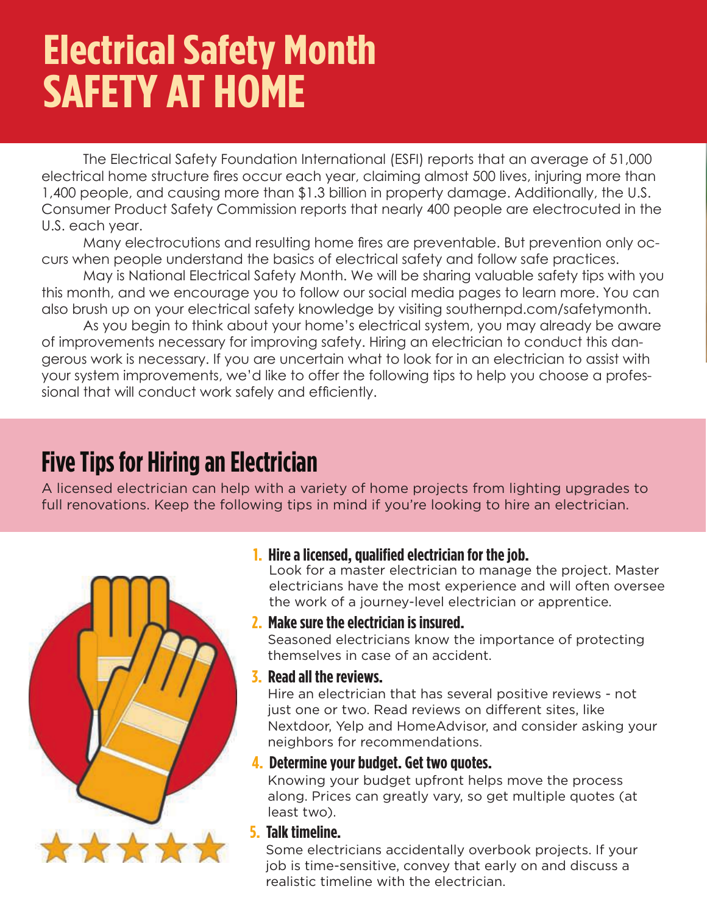# Electrical Safety Month
# SAFETY AT HOME

The Electrical Safety Foundation International (ESFI) reports that an average of 51,000 electrical home structure fires occur each year, claiming almost 500 lives, injuring more than 1,400 people, and causing more than $1.3 billion in property damage. Additionally, the U.S. Consumer Product Safety Commission reports that nearly 400 people are electrocuted in the U.S. each year.

Many electrocutions and resulting home fires are preventable. But prevention only occurs when people understand the basics of electrical safety and follow safe practices.

May is National Electrical Safety Month. We will be sharing valuable safety tips with you this month, and we encourage you to follow our social media pages to learn more. You can also brush up on your electrical safety knowledge by visiting southernpd.com/safetymonth.

As you begin to think about your home's electrical system, you may already be aware of improvements necessary for improving safety. Hiring an electrician to conduct this dangerous work is necessary. If you are uncertain what to look for in an electrician to assist with your system improvements, we'd like to offer the following tips to help you choose a professional that will conduct work safely and efficiently.

## Five Tips for Hiring an Electrician

A licensed electrician can help with a variety of home projects from lighting upgrades to full renovations. Keep the following tips in mind if you're looking to hire an electrician.

1. **Hire a licensed, qualified electrician for the job.**
   Look for a master electrician to manage the project. Master electricians have the most experience and will often oversee the work of a journey-level electrician or apprentice.
2. **Make sure the electrician is insured.**
   Seasoned electricians know the importance of protecting themselves in case of an accident.
3. **Read all the reviews.**
   Hire an electrician that has several positive reviews - not just one or two. Read reviews on different sites, like Nextdoor, Yelp and HomeAdvisor, and consider asking your neighbors for recommendations.
4. **Determine your budget. Get two quotes.**
   Knowing your budget upfront helps move the process along. Prices can greatly vary, so get multiple quotes (at least two).
5. **Talk timeline.**
   Some electricians accidentally overbook projects. If your job is time-sensitive, convey that early on and discuss a realistic timeline with the electrician.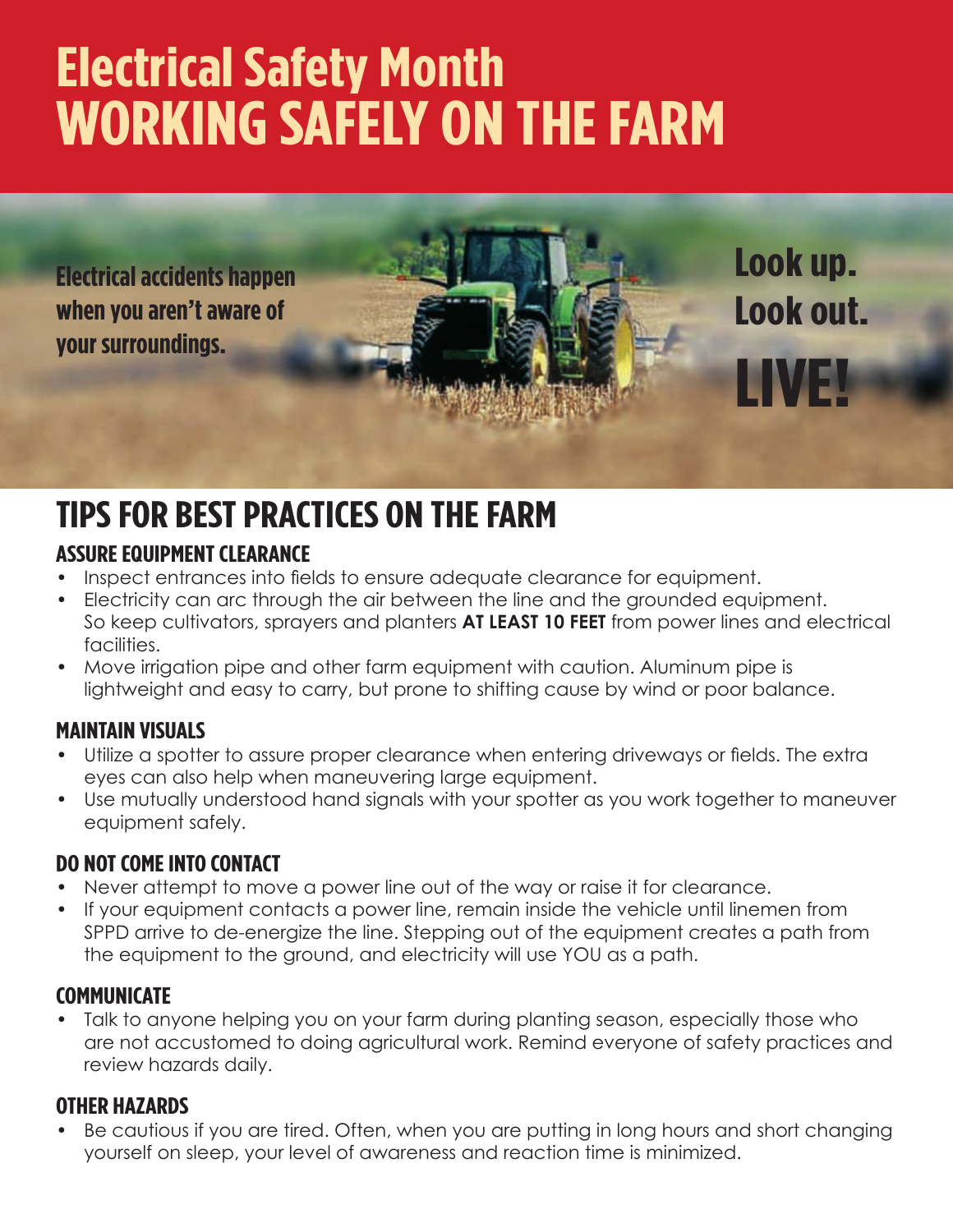# Electrical Safety Month
# WORKING SAFELY ON THE FARM

**Electrical accidents happen when you aren't aware of your surroundings.**

**Look up.
Look out.
LIVE!**

## TIPS FOR BEST PRACTICES ON THE FARM

### ASSURE EQUIPMENT CLEARANCE

- Inspect entrances into fields to ensure adequate clearance for equipment.
- Electricity can arc through the air between the line and the grounded equipment. So keep cultivators, sprayers and planters **AT LEAST 10 FEET** from power lines and electrical facilities.
- Move irrigation pipe and other farm equipment with caution. Aluminum pipe is lightweight and easy to carry, but prone to shifting cause by wind or poor balance.

### MAINTAIN VISUALS

- Utilize a spotter to assure proper clearance when entering driveways or fields. The extra eyes can also help when maneuvering large equipment.
- Use mutually understood hand signals with your spotter as you work together to maneuver equipment safely.

### DO NOT COME INTO CONTACT

- Never attempt to move a power line out of the way or raise it for clearance.
- If your equipment contacts a power line, remain inside the vehicle until linemen from SPPD arrive to de-energize the line. Stepping out of the equipment creates a path from the equipment to the ground, and electricity will use YOU as a path.

### COMMUNICATE

- Talk to anyone helping you on your farm during planting season, especially those who are not accustomed to doing agricultural work. Remind everyone of safety practices and review hazards daily.

### OTHER HAZARDS

- Be cautious if you are tired. Often, when you are putting in long hours and short changing yourself on sleep, your level of awareness and reaction time is minimized.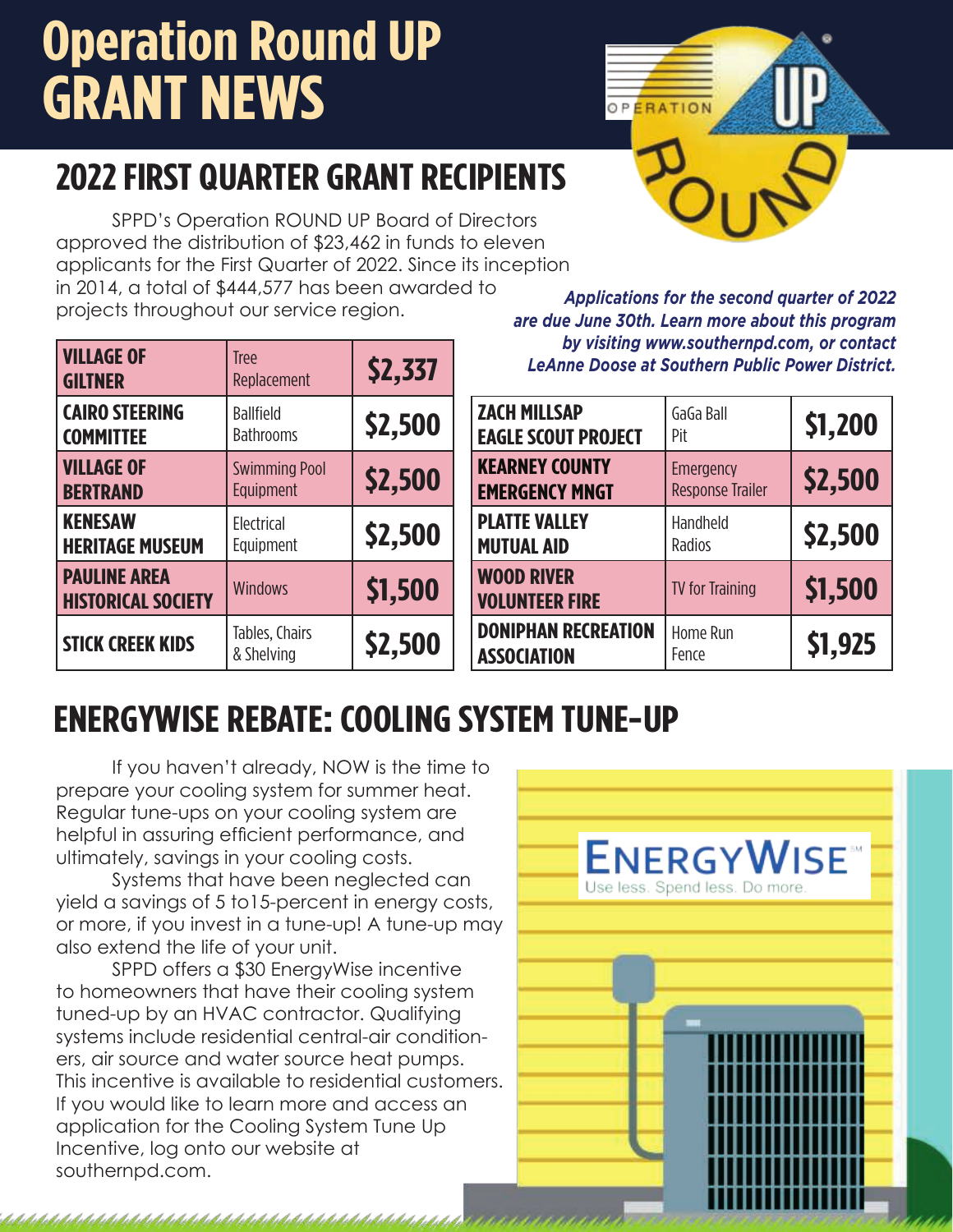# Operation Round UP GRANT NEWS

## 2022 FIRST QUARTER GRANT RECIPIENTS

SPPD's Operation ROUND UP Board of Directors approved the distribution of $23,462 in funds to eleven applicants for the First Quarter of 2022. Since its inception in 2014, a total of $444,577 has been awarded to projects throughout our service region.

***Applications for the second quarter of 2022 are due June 30th. Learn more about this program by visiting www.southernpd.com, or contact LeAnne Doose at Southern Public Power District.***

| Recipient | Project | Amount |
|---|---|---|
| **VILLAGE OF GILTNER** | Tree Replacement | **$2,337** |
| **CAIRO STEERING COMMITTEE** | Ballfield Bathrooms | **$2,500** |
| **VILLAGE OF BERTRAND** | Swimming Pool Equipment | **$2,500** |
| **KENESAW HERITAGE MUSEUM** | Electrical Equipment | **$2,500** |
| **PAULINE AREA HISTORICAL SOCIETY** | Windows | **$1,500** |
| **STICK CREEK KIDS** | Tables, Chairs & Shelving | **$2,500** |
| **ZACH MILLSAP EAGLE SCOUT PROJECT** | GaGa Ball Pit | **$1,200** |
| **KEARNEY COUNTY EMERGENCY MNGT** | Emergency Response Trailer | **$2,500** |
| **PLATTE VALLEY MUTUAL AID** | Handheld Radios | **$2,500** |
| **WOOD RIVER VOLUNTEER FIRE** | TV for Training | **$1,500** |
| **DONIPHAN RECREATION ASSOCIATION** | Home Run Fence | **$1,925** |

## ENERGYWISE REBATE: COOLING SYSTEM TUNE-UP

If you haven't already, NOW is the time to prepare your cooling system for summer heat. Regular tune-ups on your cooling system are helpful in assuring efficient performance, and ultimately, savings in your cooling costs.

Systems that have been neglected can yield a savings of 5 to15-percent in energy costs, or more, if you invest in a tune-up! A tune-up may also extend the life of your unit.

SPPD offers a $30 EnergyWise incentive to homeowners that have their cooling system tuned-up by an HVAC contractor. Qualifying systems include residential central-air conditioners, air source and water source heat pumps. This incentive is available to residential customers. If you would like to learn more and access an application for the Cooling System Tune Up Incentive, log onto our website at southernpd.com.

ENERGYWISE℠
Use less. Spend less. Do more.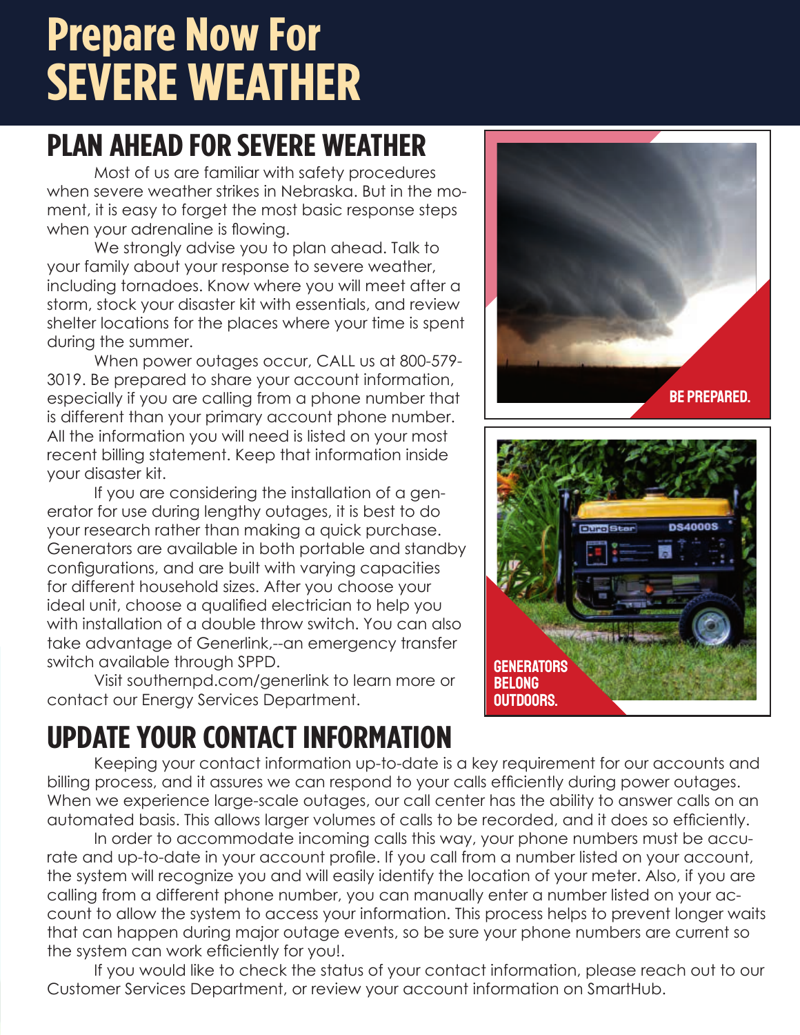# Prepare Now For SEVERE WEATHER

## PLAN AHEAD FOR SEVERE WEATHER

Most of us are familiar with safety procedures when severe weather strikes in Nebraska. But in the moment, it is easy to forget the most basic response steps when your adrenaline is flowing.

We strongly advise you to plan ahead. Talk to your family about your response to severe weather, including tornadoes. Know where you will meet after a storm, stock your disaster kit with essentials, and review shelter locations for the places where your time is spent during the summer.

When power outages occur, CALL us at 800-579-3019. Be prepared to share your account information, especially if you are calling from a phone number that is different than your primary account phone number. All the information you will need is listed on your most recent billing statement. Keep that information inside your disaster kit.

If you are considering the installation of a generator for use during lengthy outages, it is best to do your research rather than making a quick purchase. Generators are available in both portable and standby configurations, and are built with varying capacities for different household sizes. After you choose your ideal unit, choose a qualified electrician to help you with installation of a double throw switch. You can also take advantage of Generlink,--an emergency transfer switch available through SPPD.

Visit southernpd.com/generlink to learn more or contact our Energy Services Department.

BE PREPARED.

GENERATORS BELONG OUTDOORS.

## UPDATE YOUR CONTACT INFORMATION

Keeping your contact information up-to-date is a key requirement for our accounts and billing process, and it assures we can respond to your calls efficiently during power outages. When we experience large-scale outages, our call center has the ability to answer calls on an automated basis. This allows larger volumes of calls to be recorded, and it does so efficiently.

In order to accommodate incoming calls this way, your phone numbers must be accurate and up-to-date in your account profile. If you call from a number listed on your account, the system will recognize you and will easily identify the location of your meter. Also, if you are calling from a different phone number, you can manually enter a number listed on your account to allow the system to access your information. This process helps to prevent longer waits that can happen during major outage events, so be sure your phone numbers are current so the system can work efficiently for you!.

If you would like to check the status of your contact information, please reach out to our Customer Services Department, or review your account information on SmartHub.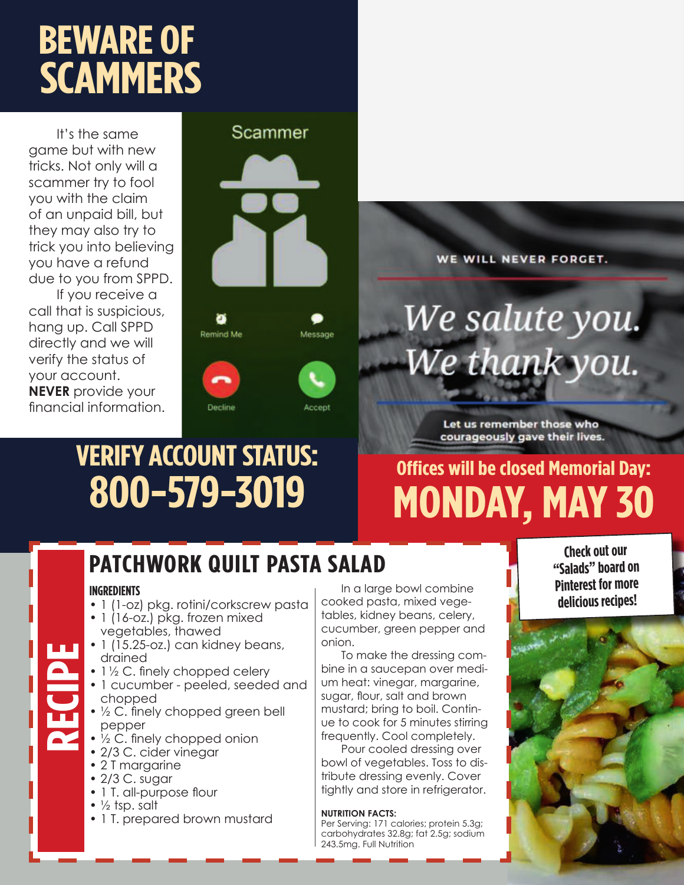# BEWARE OF SCAMMERS

It's the same game but with new tricks. Not only will a scammer try to fool you with the claim of an unpaid bill, but they may also try to trick you into believing you have a refund due to you from SPPD.

If you receive a call that is suspicious, hang up. Call SPPD directly and we will verify the status of your account. **NEVER** provide your financial information.

Scammer

Remind Me

Message

Decline

Accept

## VERIFY ACCOUNT STATUS: 800-579-3019

WE WILL NEVER FORGET.

*We salute you.*
*We thank you.*

Let us remember those who courageously gave their lives.

## Offices will be closed Memorial Day: MONDAY, MAY 30

# RECIPE

## PATCHWORK QUILT PASTA SALAD

### INGREDIENTS

- 1 (1-oz) pkg. rotini/corkscrew pasta
- 1 (16-oz.) pkg. frozen mixed vegetables, thawed
- 1 (15.25-oz.) can kidney beans, drained
- 1 ½ C. finely chopped celery
- 1 cucumber - peeled, seeded and chopped
- ½ C. finely chopped green bell pepper
- ½ C. finely chopped onion
- 2/3 C. cider vinegar
- 2 T margarine
- 2/3 C. sugar
- 1 T. all-purpose flour
- ½ tsp. salt
- 1 T. prepared brown mustard

In a large bowl combine cooked pasta, mixed vegetables, kidney beans, celery, cucumber, green pepper and onion.

To make the dressing combine in a saucepan over medium heat: vinegar, margarine, sugar, flour, salt and brown mustard; bring to boil. Continue to cook for 5 minutes stirring frequently. Cool completely.

Pour cooled dressing over bowl of vegetables. Toss to distribute dressing evenly. Cover tightly and store in refrigerator.

**NUTRITION FACTS:**
Per Serving: 171 calories; protein 5.3g; carbohydrates 32.8g; fat 2.5g; sodium 243.5mg. Full Nutrition

**Check out our "Salads" board on Pinterest for more delicious recipes!**